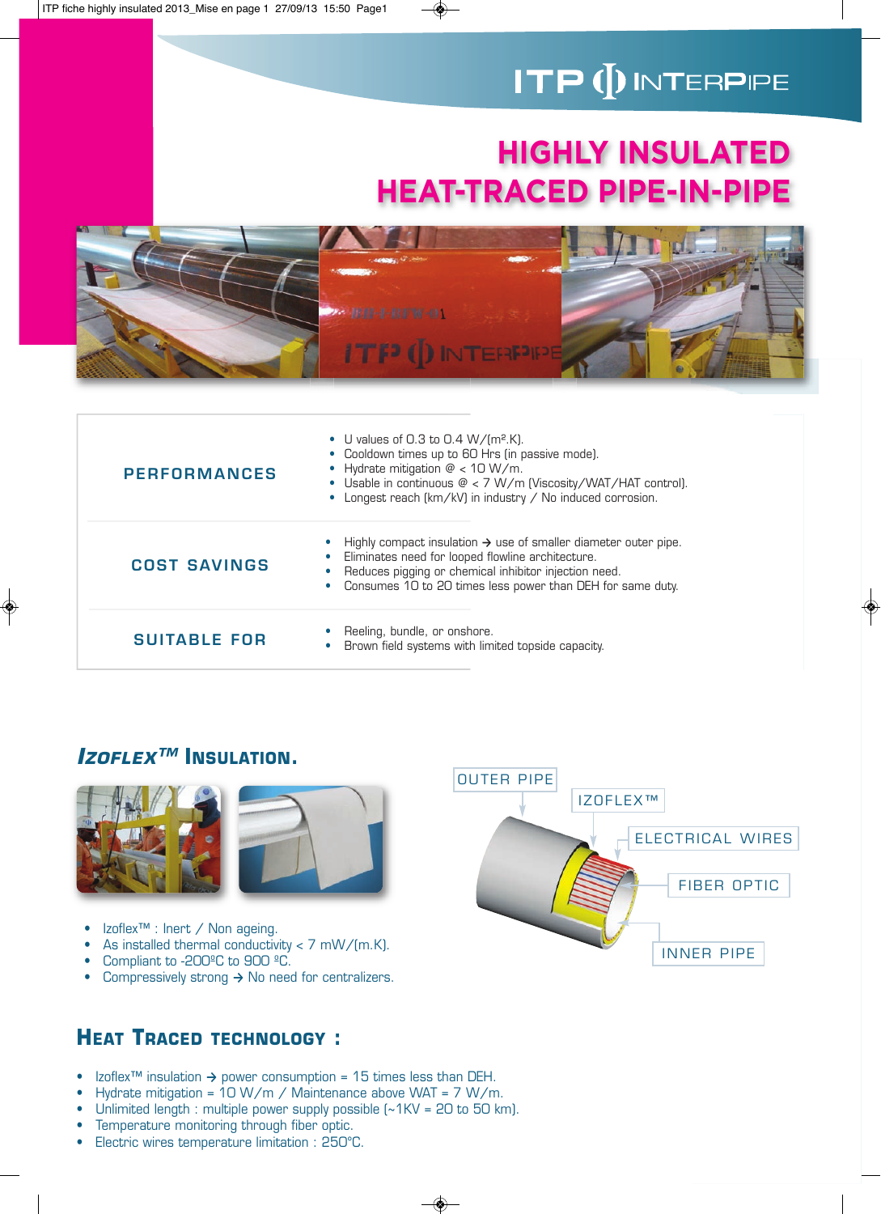ITP INTERPIPE

# HIGHLY INSULATED HEAT-TRACED PIPE-IN-PIPE

| | |
|---|---|
| **PERFORMANCES** | • U values of 0.3 to 0.4 W/(m².K).<br>• Cooldown times up to 60 Hrs (in passive mode).<br>• Hydrate mitigation @ < 10 W/m.<br>• Usable in continuous @ < 7 W/m (Viscosity/WAT/HAT control).<br>• Longest reach (km/kV) in industry / No induced corrosion. |
| **COST SAVINGS** | • Highly compact insulation → use of smaller diameter outer pipe.<br>• Eliminates need for looped flowline architecture.<br>• Reduces pigging or chemical inhibitor injection need.<br>• Consumes 10 to 20 times less power than DEH for same duty. |
| **SUITABLE FOR** | • Reeling, bundle, or onshore.<br>• Brown field systems with limited topside capacity. |

## *IZOFLEX™* INSULATION.

- Izoflex™ : Inert / Non ageing.
- As installed thermal conductivity < 7 mW/(m.K).
- Compliant to -200ºC to 900 ºC.
- Compressively strong → No need for centralizers.

OUTER PIPE
IZOFLEX™
ELECTRICAL WIRES
FIBER OPTIC
INNER PIPE

## HEAT TRACED TECHNOLOGY :

- Izoflex™ insulation → power consumption = 15 times less than DEH.
- Hydrate mitigation = 10 W/m / Maintenance above WAT = 7 W/m.
- Unlimited length : multiple power supply possible (~1KV = 20 to 50 km).
- Temperature monitoring through fiber optic.
- Electric wires temperature limitation : 250°C.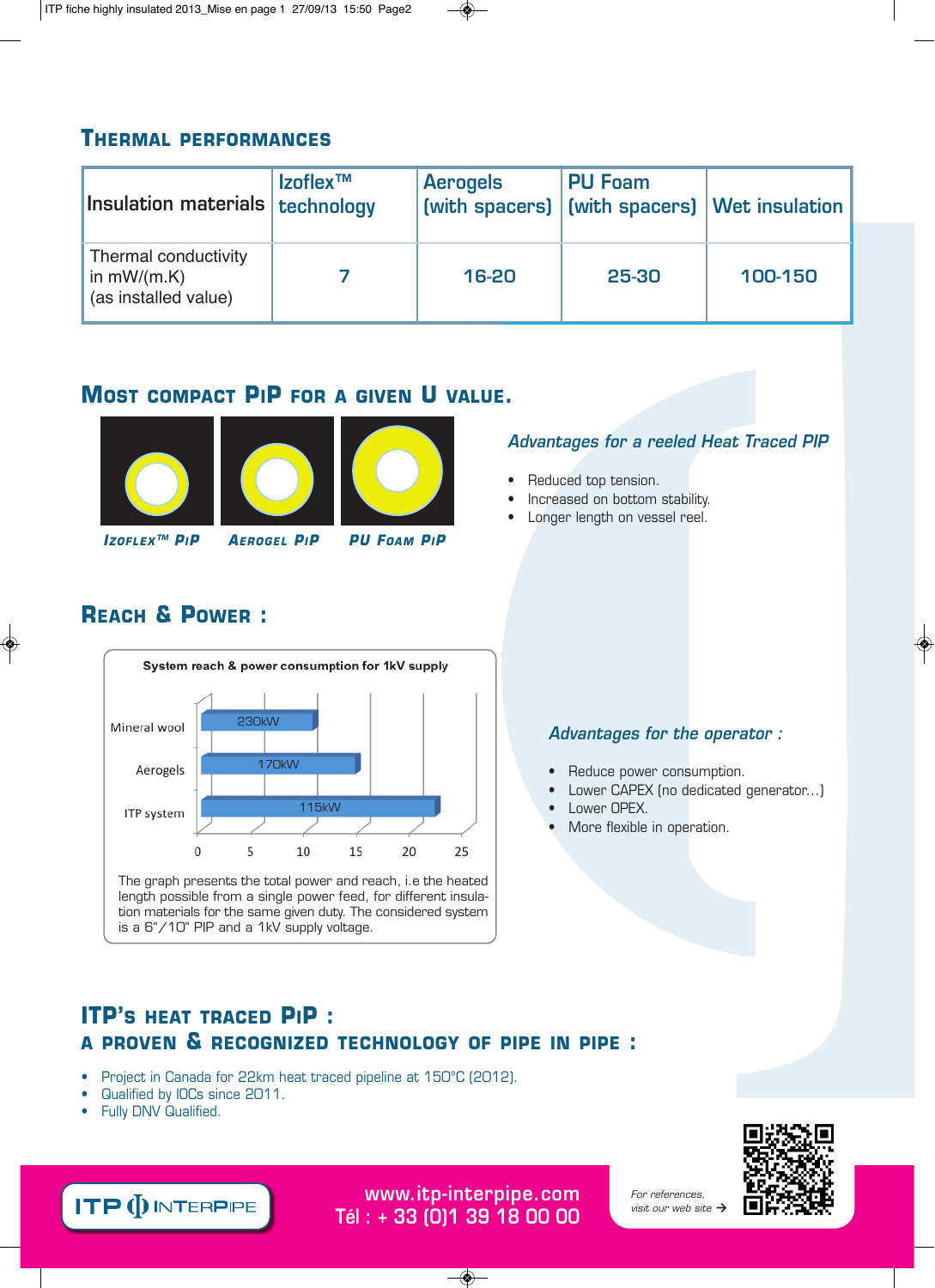## Thermal performances

| Insulation materials | Izoflex™ technology | Aerogels (with spacers) | PU Foam (with spacers) | Wet insulation |
|---|---|---|---|---|
| Thermal conductivity in mW/(m.K) (as installed value) | 7 | 16-20 | 25-30 | 100-150 |

## Most compact PiP for a given U value.

Izoflex™ PiP    Aerogel PiP    PU Foam PiP

*Advantages for a reeled Heat Traced PIP*

- Reduced top tension.
- Increased on bottom stability.
- Longer length on vessel reel.

## Reach & Power :

System reach & power consumption for 1kV supply

Mineral wool
230kW
Aerogels
170kW
ITP system
115kW
0
5
10
15
20
25

The graph presents the total power and reach, i.e the heated length possible from a single power feed, for different insulation materials for the same given duty. The considered system is a 6"/10" PIP and a 1kV supply voltage.

*Advantages for the operator :*

- Reduce power consumption.
- Lower CAPEX (no dedicated generator…)
- Lower OPEX.
- More flexible in operation.

## ITP's heat traced PiP :
## a proven & recognized technology of pipe in pipe :

- Project in Canada for 22km heat traced pipeline at 150°C (2012).
- Qualified by IOCs since 2011.
- Fully DNV Qualified.

ITP INTERPIPE

www.itp-interpipe.com
Tél : + 33 (0)1 39 18 00 00

*For references, visit our web site →*